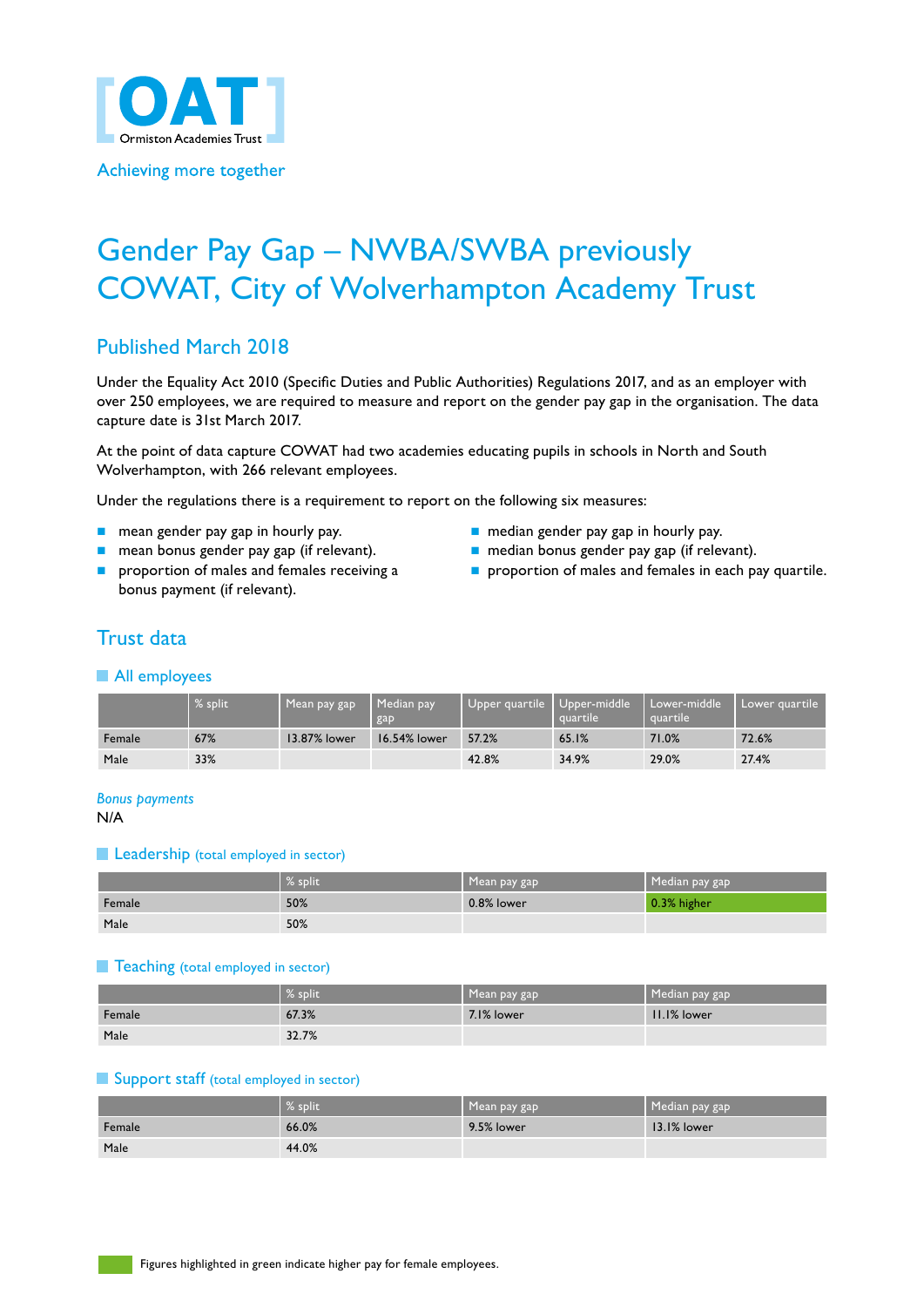[OAT] Ormiston Academies Trust

Achieving more together

# Gender Pay Gap – NWBA/SWBA previously COWAT, City of Wolverhampton Academy Trust

## Published March 2018

Under the Equality Act 2010 (Specific Duties and Public Authorities) Regulations 2017, and as an employer with over 250 employees, we are required to measure and report on the gender pay gap in the organisation. The data capture date is 31st March 2017.

At the point of data capture COWAT had two academies educating pupils in schools in North and South Wolverhampton, with 266 relevant employees.

Under the regulations there is a requirement to report on the following six measures:

- mean gender pay gap in hourly pay.
- mean bonus gender pay gap (if relevant).
- proportion of males and females receiving a bonus payment (if relevant).
- median gender pay gap in hourly pay.
- median bonus gender pay gap (if relevant).
- proportion of males and females in each pay quartile.

## Trust data

### All employees

| | % split | Mean pay gap | Median pay gap | Upper quartile | Upper-middle quartile | Lower-middle quartile | Lower quartile |
|---|---|---|---|---|---|---|---|
| Female | 67% | 13.87% lower | 16.54% lower | 57.2% | 65.1% | 71.0% | 72.6% |
| Male | 33% | | | 42.8% | 34.9% | 29.0% | 27.4% |

*Bonus payments*

N/A

### Leadership (total employed in sector)

| | % split | Mean pay gap | Median pay gap |
|---|---|---|---|
| Female | 50% | 0.8% lower | 0.3% higher |
| Male | 50% | | |

### Teaching (total employed in sector)

| | % split | Mean pay gap | Median pay gap |
|---|---|---|---|
| Female | 67.3% | 7.1% lower | 11.1% lower |
| Male | 32.7% | | |

### Support staff (total employed in sector)

| | % split | Mean pay gap | Median pay gap |
|---|---|---|---|
| Female | 66.0% | 9.5% lower | 13.1% lower |
| Male | 44.0% | | |

Figures highlighted in green indicate higher pay for female employees.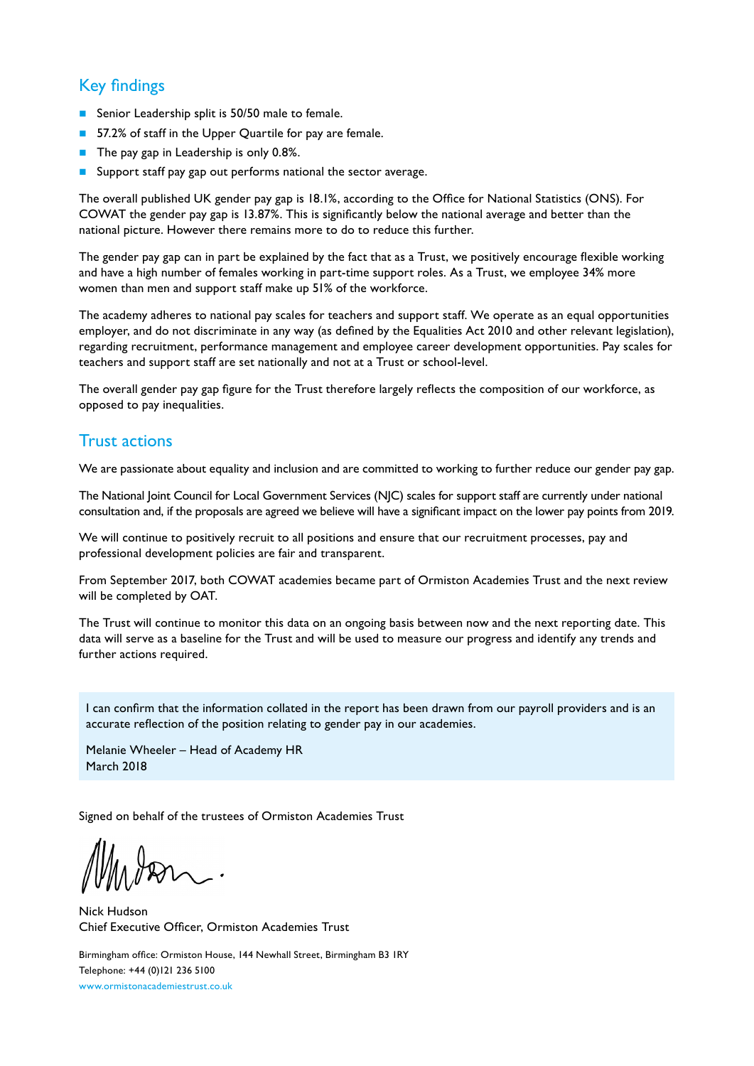## Key findings

- Senior Leadership split is 50/50 male to female.
- 57.2% of staff in the Upper Quartile for pay are female.
- The pay gap in Leadership is only 0.8%.
- Support staff pay gap out performs national the sector average.

The overall published UK gender pay gap is 18.1%, according to the Office for National Statistics (ONS). For COWAT the gender pay gap is 13.87%. This is significantly below the national average and better than the national picture. However there remains more to do to reduce this further.

The gender pay gap can in part be explained by the fact that as a Trust, we positively encourage flexible working and have a high number of females working in part-time support roles. As a Trust, we employee 34% more women than men and support staff make up 51% of the workforce.

The academy adheres to national pay scales for teachers and support staff. We operate as an equal opportunities employer, and do not discriminate in any way (as defined by the Equalities Act 2010 and other relevant legislation), regarding recruitment, performance management and employee career development opportunities. Pay scales for teachers and support staff are set nationally and not at a Trust or school-level.

The overall gender pay gap figure for the Trust therefore largely reflects the composition of our workforce, as opposed to pay inequalities.

## Trust actions

We are passionate about equality and inclusion and are committed to working to further reduce our gender pay gap.

The National Joint Council for Local Government Services (NJC) scales for support staff are currently under national consultation and, if the proposals are agreed we believe will have a significant impact on the lower pay points from 2019.

We will continue to positively recruit to all positions and ensure that our recruitment processes, pay and professional development policies are fair and transparent.

From September 2017, both COWAT academies became part of Ormiston Academies Trust and the next review will be completed by OAT.

The Trust will continue to monitor this data on an ongoing basis between now and the next reporting date. This data will serve as a baseline for the Trust and will be used to measure our progress and identify any trends and further actions required.

> I can confirm that the information collated in the report has been drawn from our payroll providers and is an accurate reflection of the position relating to gender pay in our academies.
>
> Melanie Wheeler – Head of Academy HR
> March 2018

Signed on behalf of the trustees of Ormiston Academies Trust

Nick Hudson
Chief Executive Officer, Ormiston Academies Trust

Birmingham office: Ormiston House, 144 Newhall Street, Birmingham B3 1RY
Telephone: +44 (0)121 236 5100
www.ormistonacademiestrust.co.uk